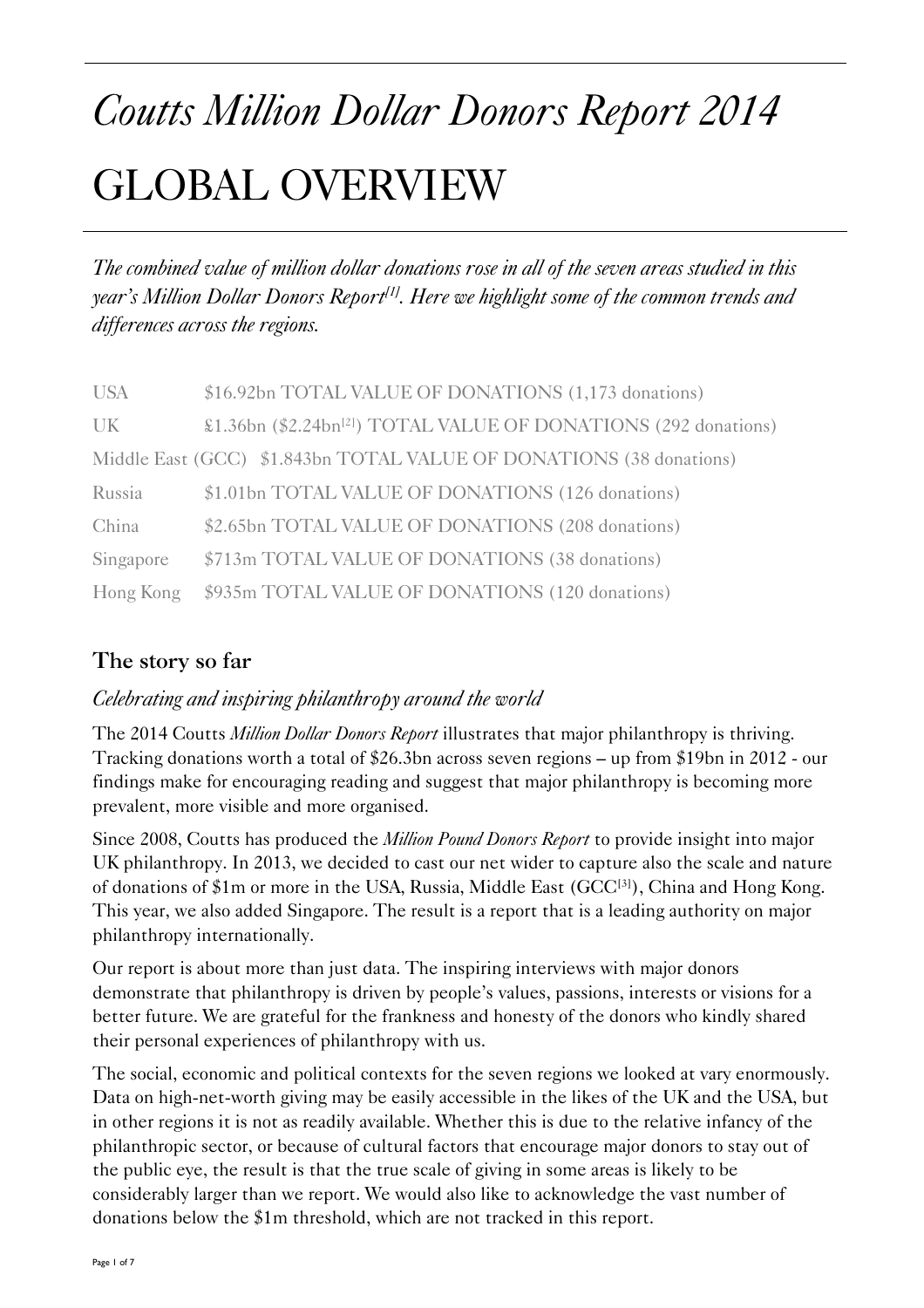# *Coutts Million Dollar Donors Report 2014*

# GLOBAL OVERVIEW

*The combined value of million dollar donations rose in all of the seven areas studied in this year's Million Dollar Donors Report[1]. Here we highlight some of the common trends and differences across the regions.*

| | |
|---|---|
| USA | $16.92bn TOTAL VALUE OF DONATIONS (1,173 donations) |
| UK | £1.36bn ($2.24bn[2]) TOTAL VALUE OF DONATIONS (292 donations) |
| Middle East (GCC) | $1.843bn TOTAL VALUE OF DONATIONS (38 donations) |
| Russia | $1.01bn TOTAL VALUE OF DONATIONS (126 donations) |
| China | $2.65bn TOTAL VALUE OF DONATIONS (208 donations) |
| Singapore | $713m TOTAL VALUE OF DONATIONS (38 donations) |
| Hong Kong | $935m TOTAL VALUE OF DONATIONS (120 donations) |

## The story so far

### *Celebrating and inspiring philanthropy around the world*

The 2014 Coutts *Million Dollar Donors Report* illustrates that major philanthropy is thriving. Tracking donations worth a total of $26.3bn across seven regions – up from $19bn in 2012 - our findings make for encouraging reading and suggest that major philanthropy is becoming more prevalent, more visible and more organised.

Since 2008, Coutts has produced the *Million Pound Donors Report* to provide insight into major UK philanthropy. In 2013, we decided to cast our net wider to capture also the scale and nature of donations of $1m or more in the USA, Russia, Middle East (GCC[3]), China and Hong Kong. This year, we also added Singapore. The result is a report that is a leading authority on major philanthropy internationally.

Our report is about more than just data. The inspiring interviews with major donors demonstrate that philanthropy is driven by people's values, passions, interests or visions for a better future. We are grateful for the frankness and honesty of the donors who kindly shared their personal experiences of philanthropy with us.

The social, economic and political contexts for the seven regions we looked at vary enormously. Data on high-net-worth giving may be easily accessible in the likes of the UK and the USA, but in other regions it is not as readily available. Whether this is due to the relative infancy of the philanthropic sector, or because of cultural factors that encourage major donors to stay out of the public eye, the result is that the true scale of giving in some areas is likely to be considerably larger than we report. We would also like to acknowledge the vast number of donations below the $1m threshold, which are not tracked in this report.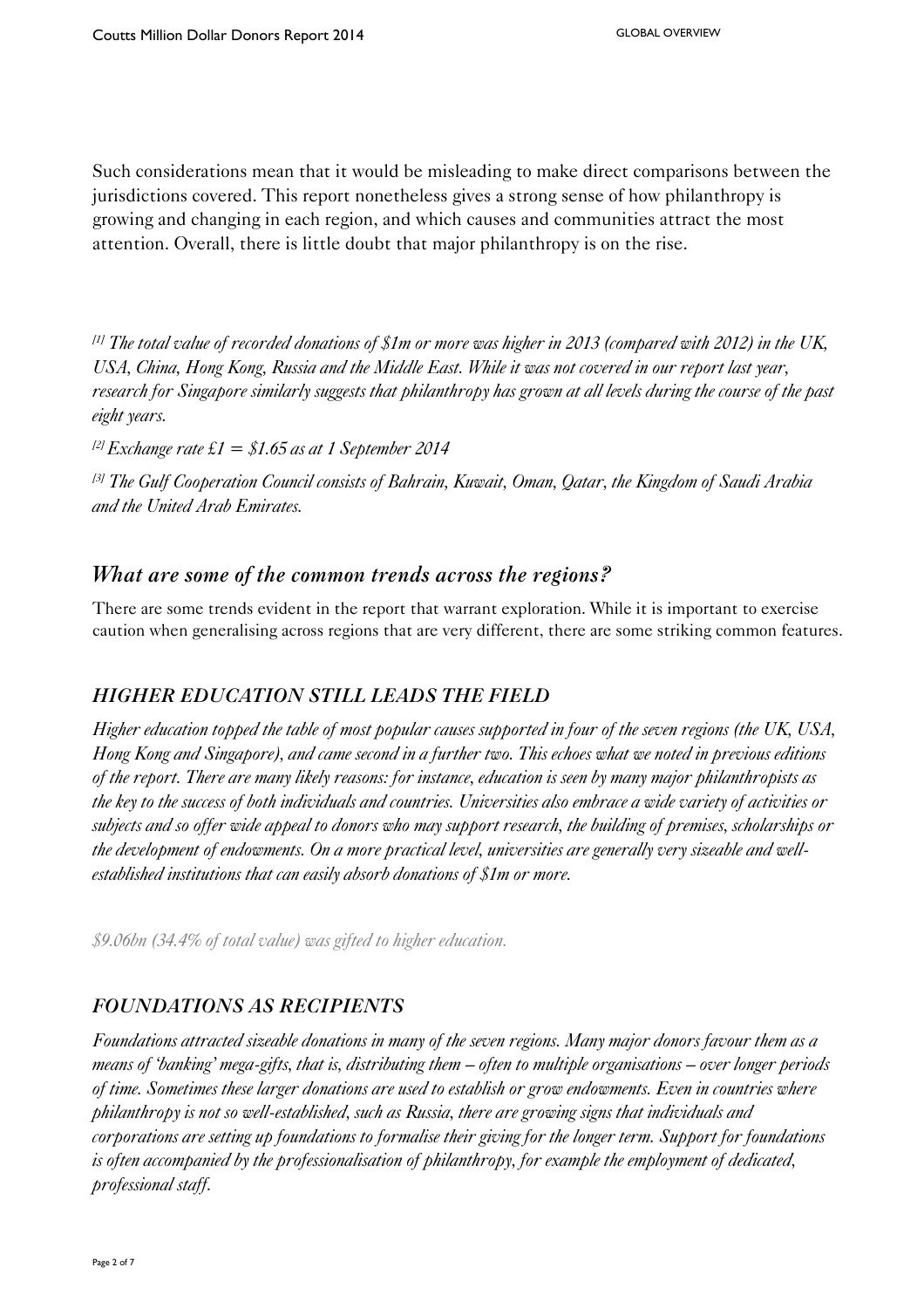Such considerations mean that it would be misleading to make direct comparisons between the jurisdictions covered. This report nonetheless gives a strong sense of how philanthropy is growing and changing in each region, and which causes and communities attract the most attention. Overall, there is little doubt that major philanthropy is on the rise.

*[1] The total value of recorded donations of $1m or more was higher in 2013 (compared with 2012) in the UK, USA, China, Hong Kong, Russia and the Middle East. While it was not covered in our report last year, research for Singapore similarly suggests that philanthropy has grown at all levels during the course of the past eight years.*

*[2] Exchange rate £1 = $1.65 as at 1 September 2014*

*[3] The Gulf Cooperation Council consists of Bahrain, Kuwait, Oman, Qatar, the Kingdom of Saudi Arabia and the United Arab Emirates.*

## *What are some of the common trends across the regions?*

There are some trends evident in the report that warrant exploration. While it is important to exercise caution when generalising across regions that are very different, there are some striking common features.

### *HIGHER EDUCATION STILL LEADS THE FIELD*

*Higher education topped the table of most popular causes supported in four of the seven regions (the UK, USA, Hong Kong and Singapore), and came second in a further two. This echoes what we noted in previous editions of the report. There are many likely reasons: for instance, education is seen by many major philanthropists as the key to the success of both individuals and countries. Universities also embrace a wide variety of activities or subjects and so offer wide appeal to donors who may support research, the building of premises, scholarships or the development of endowments. On a more practical level, universities are generally very sizeable and well-established institutions that can easily absorb donations of $1m or more.*

*$9.06bn (34.4% of total value) was gifted to higher education.*

### *FOUNDATIONS AS RECIPIENTS*

*Foundations attracted sizeable donations in many of the seven regions. Many major donors favour them as a means of 'banking' mega-gifts, that is, distributing them – often to multiple organisations – over longer periods of time. Sometimes these larger donations are used to establish or grow endowments. Even in countries where philanthropy is not so well-established, such as Russia, there are growing signs that individuals and corporations are setting up foundations to formalise their giving for the longer term. Support for foundations is often accompanied by the professionalisation of philanthropy, for example the employment of dedicated, professional staff.*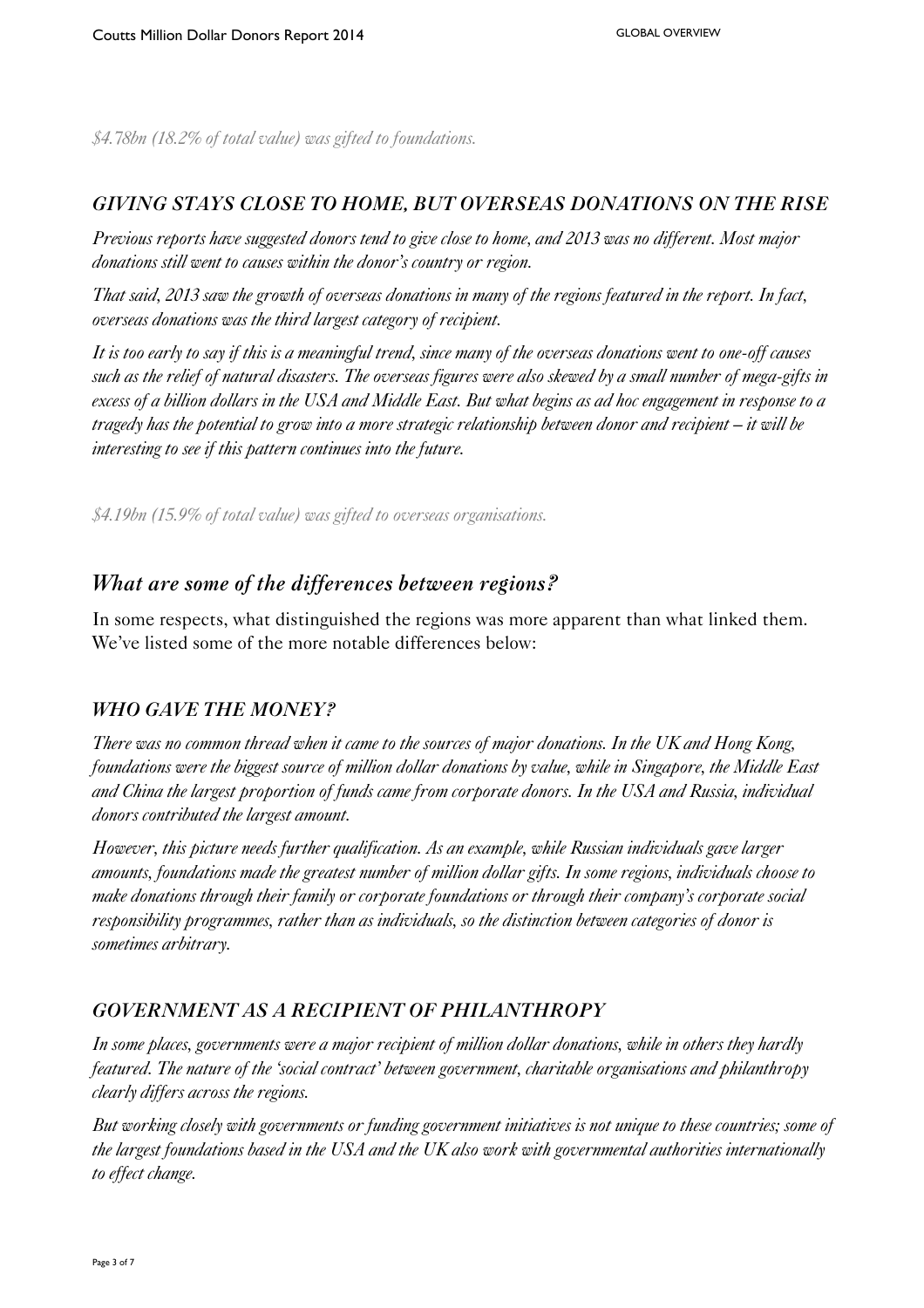*$4.78bn (18.2% of total value) was gifted to foundations.*

### *GIVING STAYS CLOSE TO HOME, BUT OVERSEAS DONATIONS ON THE RISE*

*Previous reports have suggested donors tend to give close to home, and 2013 was no different. Most major donations still went to causes within the donor's country or region.*

*That said, 2013 saw the growth of overseas donations in many of the regions featured in the report. In fact, overseas donations was the third largest category of recipient.*

*It is too early to say if this is a meaningful trend, since many of the overseas donations went to one-off causes such as the relief of natural disasters. The overseas figures were also skewed by a small number of mega-gifts in excess of a billion dollars in the USA and Middle East. But what begins as ad hoc engagement in response to a tragedy has the potential to grow into a more strategic relationship between donor and recipient – it will be interesting to see if this pattern continues into the future.*

*$4.19bn (15.9% of total value) was gifted to overseas organisations.*

## *What are some of the differences between regions?*

In some respects, what distinguished the regions was more apparent than what linked them. We've listed some of the more notable differences below:

### *WHO GAVE THE MONEY?*

*There was no common thread when it came to the sources of major donations. In the UK and Hong Kong, foundations were the biggest source of million dollar donations by value, while in Singapore, the Middle East and China the largest proportion of funds came from corporate donors. In the USA and Russia, individual donors contributed the largest amount.*

*However, this picture needs further qualification. As an example, while Russian individuals gave larger amounts, foundations made the greatest number of million dollar gifts. In some regions, individuals choose to make donations through their family or corporate foundations or through their company's corporate social responsibility programmes, rather than as individuals, so the distinction between categories of donor is sometimes arbitrary.*

### *GOVERNMENT AS A RECIPIENT OF PHILANTHROPY*

*In some places, governments were a major recipient of million dollar donations, while in others they hardly featured. The nature of the 'social contract' between government, charitable organisations and philanthropy clearly differs across the regions.*

*But working closely with governments or funding government initiatives is not unique to these countries; some of the largest foundations based in the USA and the UK also work with governmental authorities internationally to effect change.*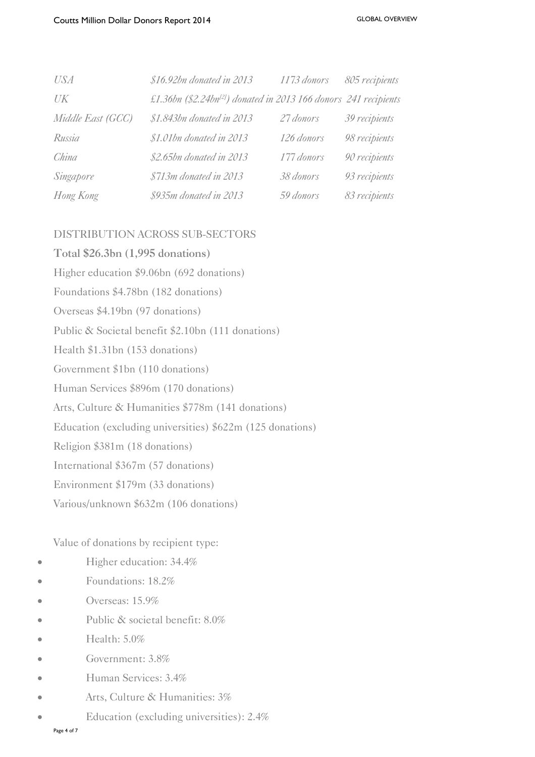| *USA* | *$16.92bn donated in 2013* | *1173 donors* | *805 recipients* |
|---|---|---|---|
| *UK* | *£1.36bn ($2.24bn[2]) donated in 2013* | *166 donors* | *241 recipients* |
| *Middle East (GCC)* | *$1.843bn donated in 2013* | *27 donors* | *39 recipients* |
| *Russia* | *$1.01bn donated in 2013* | *126 donors* | *98 recipients* |
| *China* | *$2.65bn donated in 2013* | *177 donors* | *90 recipients* |
| *Singapore* | *$713m donated in 2013* | *38 donors* | *93 recipients* |
| *Hong Kong* | *$935m donated in 2013* | *59 donors* | *83 recipients* |

DISTRIBUTION ACROSS SUB-SECTORS

**Total $26.3bn (1,995 donations)**

Higher education $9.06bn (692 donations)

Foundations $4.78bn (182 donations)

Overseas $4.19bn (97 donations)

Public & Societal benefit $2.10bn (111 donations)

Health $1.31bn (153 donations)

Government $1bn (110 donations)

Human Services $896m (170 donations)

Arts, Culture & Humanities $778m (141 donations)

Education (excluding universities) $622m (125 donations)

Religion $381m (18 donations)

International $367m (57 donations)

Environment $179m (33 donations)

Various/unknown $632m (106 donations)

Value of donations by recipient type:

- Higher education: 34.4%
- Foundations: 18.2%
- Overseas: 15.9%
- Public & societal benefit: 8.0%
- Health: 5.0%
- Government: 3.8%
- Human Services: 3.4%
- Arts, Culture & Humanities: 3%
- Education (excluding universities): 2.4%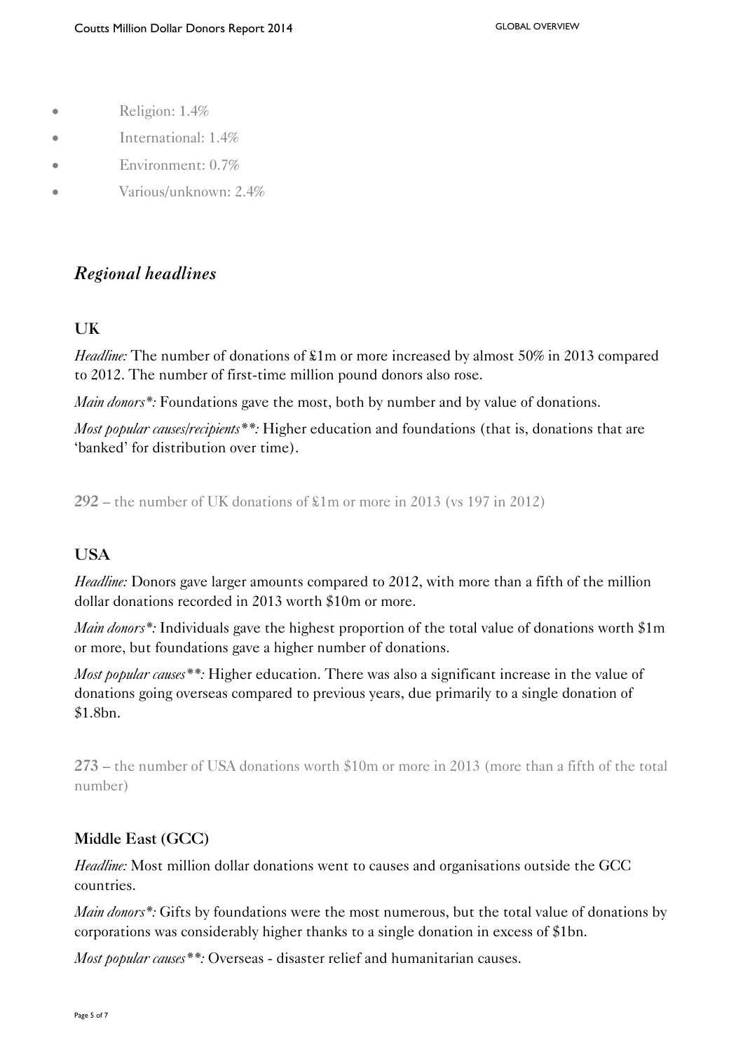- Religion: 1.4%
- International: 1.4%
- Environment: 0.7%
- Various/unknown: 2.4%

## *Regional headlines*

### UK

*Headline:* The number of donations of £1m or more increased by almost 50% in 2013 compared to 2012. The number of first-time million pound donors also rose.

*Main donors\*:* Foundations gave the most, both by number and by value of donations.

*Most popular causes/recipients\*\*:* Higher education and foundations (that is, donations that are 'banked' for distribution over time).

**292** – the number of UK donations of £1m or more in 2013 (vs 197 in 2012)

### USA

*Headline:* Donors gave larger amounts compared to 2012, with more than a fifth of the million dollar donations recorded in 2013 worth $10m or more.

*Main donors\*:* Individuals gave the highest proportion of the total value of donations worth $1m or more, but foundations gave a higher number of donations.

*Most popular causes\*\*:* Higher education. There was also a significant increase in the value of donations going overseas compared to previous years, due primarily to a single donation of $1.8bn.

**273** – the number of USA donations worth $10m or more in 2013 (more than a fifth of the total number)

### Middle East (GCC)

*Headline:* Most million dollar donations went to causes and organisations outside the GCC countries.

*Main donors\*:* Gifts by foundations were the most numerous, but the total value of donations by corporations was considerably higher thanks to a single donation in excess of $1bn.

*Most popular causes\*\*:* Overseas - disaster relief and humanitarian causes.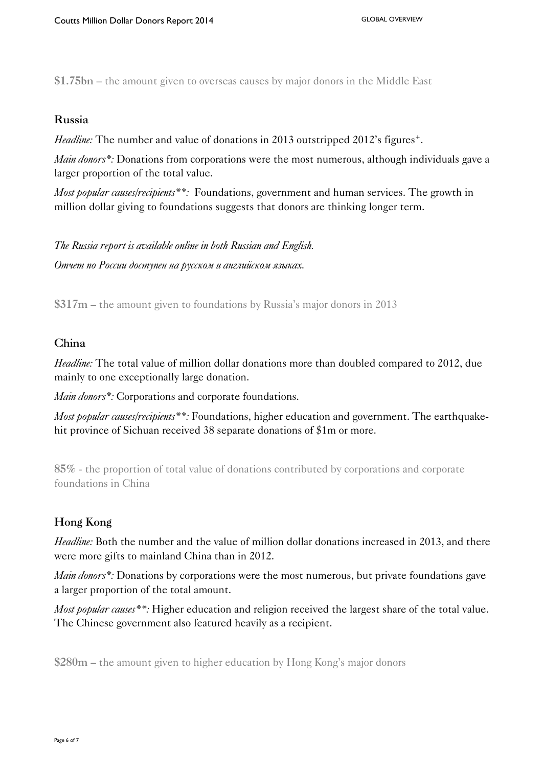**$1.75bn** – the amount given to overseas causes by major donors in the Middle East

## Russia

*Headline:* The number and value of donations in 2013 outstripped 2012's figures⁺.

*Main donors\*:* Donations from corporations were the most numerous, although individuals gave a larger proportion of the total value.

*Most popular causes/recipients\*\*:* Foundations, government and human services. The growth in million dollar giving to foundations suggests that donors are thinking longer term.

*The Russia report is available online in both Russian and English.*

*Отчет по России доступен на русском и английском языках.*

**$317m** – the amount given to foundations by Russia's major donors in 2013

## China

*Headline:* The total value of million dollar donations more than doubled compared to 2012, due mainly to one exceptionally large donation.

*Main donors\*:* Corporations and corporate foundations.

*Most popular causes/recipients\*\*:* Foundations, higher education and government. The earthquake-hit province of Sichuan received 38 separate donations of $1m or more.

**85%** - the proportion of total value of donations contributed by corporations and corporate foundations in China

## Hong Kong

*Headline:* Both the number and the value of million dollar donations increased in 2013, and there were more gifts to mainland China than in 2012.

*Main donors\*:* Donations by corporations were the most numerous, but private foundations gave a larger proportion of the total amount.

*Most popular causes\*\*:* Higher education and religion received the largest share of the total value. The Chinese government also featured heavily as a recipient.

**$280m** – the amount given to higher education by Hong Kong's major donors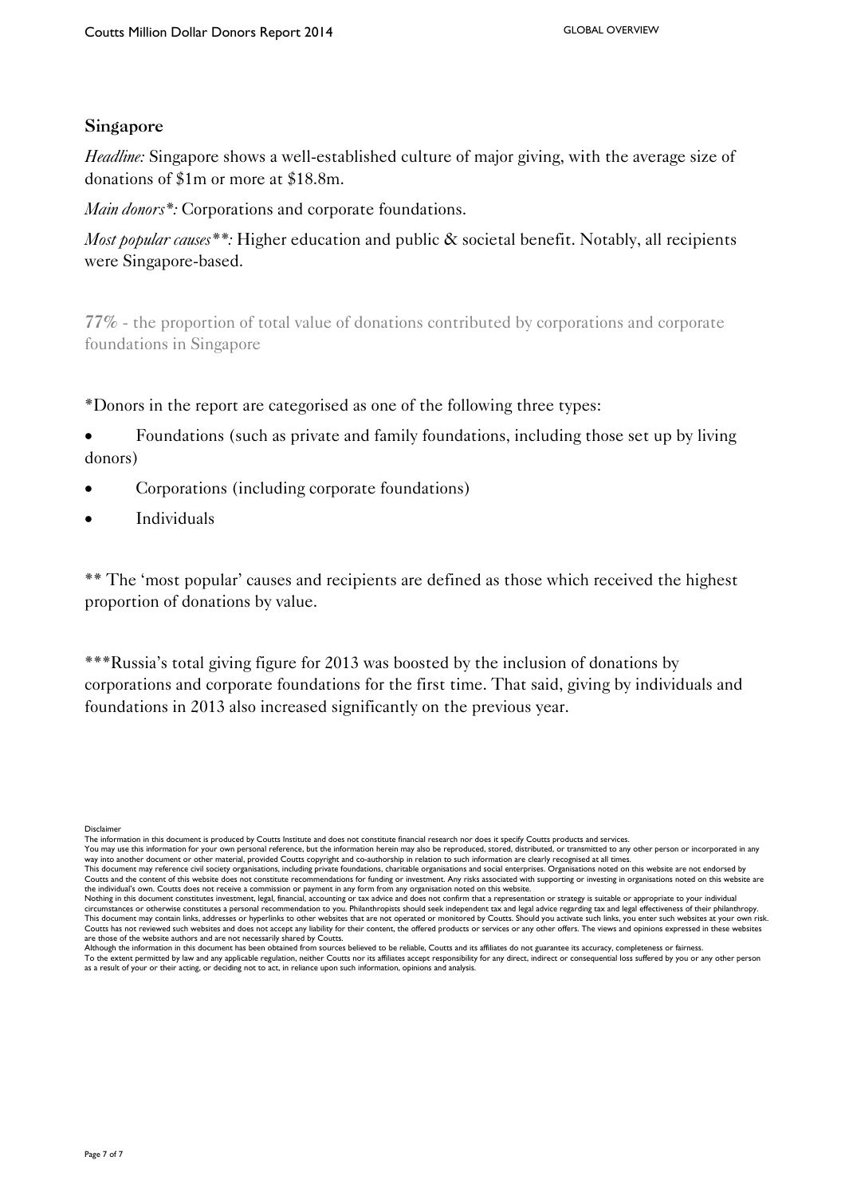## Singapore

*Headline:* Singapore shows a well-established culture of major giving, with the average size of donations of $1m or more at $18.8m.

*Main donors\*:* Corporations and corporate foundations.

*Most popular causes\*\*:* Higher education and public & societal benefit. Notably, all recipients were Singapore-based.

**77%** - the proportion of total value of donations contributed by corporations and corporate foundations in Singapore

*Donors in the report are categorised as one of the following three types:

- Foundations (such as private and family foundations, including those set up by living donors)
- Corporations (including corporate foundations)
- Individuals

** The 'most popular' causes and recipients are defined as those which received the highest proportion of donations by value.

***Russia's total giving figure for 2013 was boosted by the inclusion of donations by corporations and corporate foundations for the first time. That said, giving by individuals and foundations in 2013 also increased significantly on the previous year.

Disclaimer

The information in this document is produced by Coutts Institute and does not constitute financial research nor does it specify Coutts products and services.

You may use this information for your own personal reference, but the information herein may also be reproduced, stored, distributed, or transmitted to any other person or incorporated in any way into another document or other material, provided Coutts copyright and co-authorship in relation to such information are clearly recognised at all times.

This document may reference civil society organisations, including private foundations, charitable organisations and social enterprises. Organisations noted on this website are not endorsed by Coutts and the content of this website does not constitute recommendations for funding or investment. Any risks associated with supporting or investing in organisations noted on this website are the individual's own. Coutts does not receive a commission or payment in any form from any organisation noted on this website.

Nothing in this document constitutes investment, legal, financial, accounting or tax advice and does not confirm that a representation or strategy is suitable or appropriate to your individual circumstances or otherwise constitutes a personal recommendation to you. Philanthropists should seek independent tax and legal advice regarding tax and legal effectiveness of their philanthropy.

This document may contain links, addresses or hyperlinks to other websites that are not operated or monitored by Coutts. Should you activate such links, you enter such websites at your own risk. Coutts has not reviewed such websites and does not accept any liability for their content, the offered products or services or any other offers. The views and opinions expressed in these websites are those of the website authors and are not necessarily shared by Coutts.

Although the information in this document has been obtained from sources believed to be reliable, Coutts and its affiliates do not guarantee its accuracy, completeness or fairness.

To the extent permitted by law and any applicable regulation, neither Coutts nor its affiliates accept responsibility for any direct, indirect or consequential loss suffered by you or any other person as a result of your or their acting, or deciding not to act, in reliance upon such information, opinions and analysis.